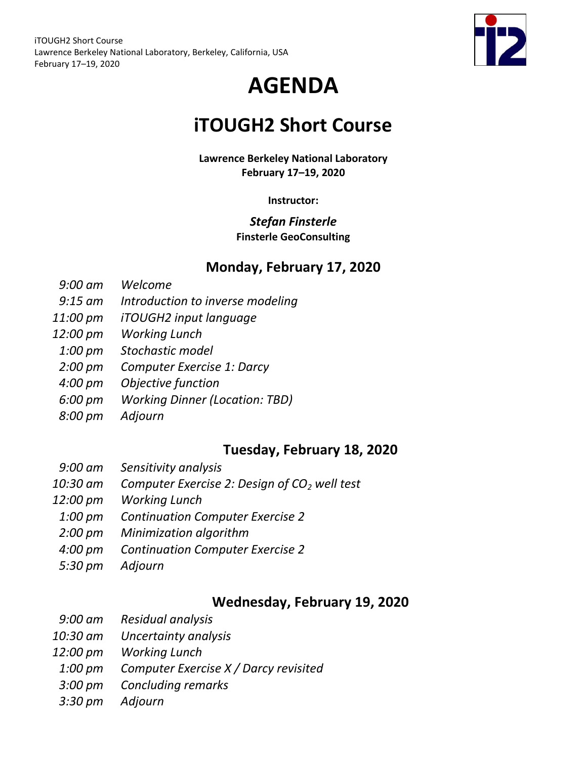iTOUGH2 Short Course
Lawrence Berkeley National Laboratory, Berkeley, California, USA
February 17–19, 2020

# AGENDA

# iTOUGH2 Short Course

**Lawrence Berkeley National Laboratory**
**February 17–19, 2020**

**Instructor:**

***Stefan Finsterle***
**Finsterle GeoConsulting**

## Monday, February 17, 2020

| | |
|---|---|
| *9:00 am* | *Welcome* |
| *9:15 am* | *Introduction to inverse modeling* |
| *11:00 pm* | *iTOUGH2 input language* |
| *12:00 pm* | *Working Lunch* |
| *1:00 pm* | *Stochastic model* |
| *2:00 pm* | *Computer Exercise 1: Darcy* |
| *4:00 pm* | *Objective function* |
| *6:00 pm* | *Working Dinner (Location: TBD)* |
| *8:00 pm* | *Adjourn* |

## Tuesday, February 18, 2020

| | |
|---|---|
| *9:00 am* | *Sensitivity analysis* |
| *10:30 am* | *Computer Exercise 2: Design of $CO_2$ well test* |
| *12:00 pm* | *Working Lunch* |
| *1:00 pm* | *Continuation Computer Exercise 2* |
| *2:00 pm* | *Minimization algorithm* |
| *4:00 pm* | *Continuation Computer Exercise 2* |
| *5:30 pm* | *Adjourn* |

## Wednesday, February 19, 2020

| | |
|---|---|
| *9:00 am* | *Residual analysis* |
| *10:30 am* | *Uncertainty analysis* |
| *12:00 pm* | *Working Lunch* |
| *1:00 pm* | *Computer Exercise X / Darcy revisited* |
| *3:00 pm* | *Concluding remarks* |
| *3:30 pm* | *Adjourn* |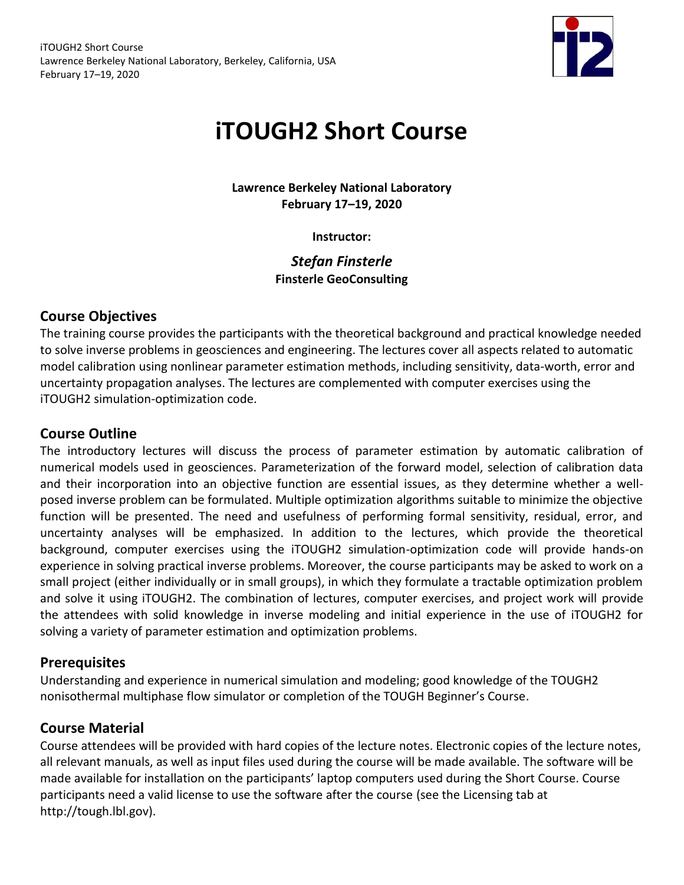# iTOUGH2 Short Course

**Lawrence Berkeley National Laboratory**
**February 17–19, 2020**

**Instructor:**

***Stefan Finsterle***
**Finsterle GeoConsulting**

## Course Objectives

The training course provides the participants with the theoretical background and practical knowledge needed to solve inverse problems in geosciences and engineering. The lectures cover all aspects related to automatic model calibration using nonlinear parameter estimation methods, including sensitivity, data-worth, error and uncertainty propagation analyses. The lectures are complemented with computer exercises using the iTOUGH2 simulation-optimization code.

## Course Outline

The introductory lectures will discuss the process of parameter estimation by automatic calibration of numerical models used in geosciences. Parameterization of the forward model, selection of calibration data and their incorporation into an objective function are essential issues, as they determine whether a well-posed inverse problem can be formulated. Multiple optimization algorithms suitable to minimize the objective function will be presented. The need and usefulness of performing formal sensitivity, residual, error, and uncertainty analyses will be emphasized. In addition to the lectures, which provide the theoretical background, computer exercises using the iTOUGH2 simulation-optimization code will provide hands-on experience in solving practical inverse problems. Moreover, the course participants may be asked to work on a small project (either individually or in small groups), in which they formulate a tractable optimization problem and solve it using iTOUGH2. The combination of lectures, computer exercises, and project work will provide the attendees with solid knowledge in inverse modeling and initial experience in the use of iTOUGH2 for solving a variety of parameter estimation and optimization problems.

## Prerequisites

Understanding and experience in numerical simulation and modeling; good knowledge of the TOUGH2 nonisothermal multiphase flow simulator or completion of the TOUGH Beginner's Course.

## Course Material

Course attendees will be provided with hard copies of the lecture notes. Electronic copies of the lecture notes, all relevant manuals, as well as input files used during the course will be made available. The software will be made available for installation on the participants' laptop computers used during the Short Course. Course participants need a valid license to use the software after the course (see the Licensing tab at http://tough.lbl.gov).